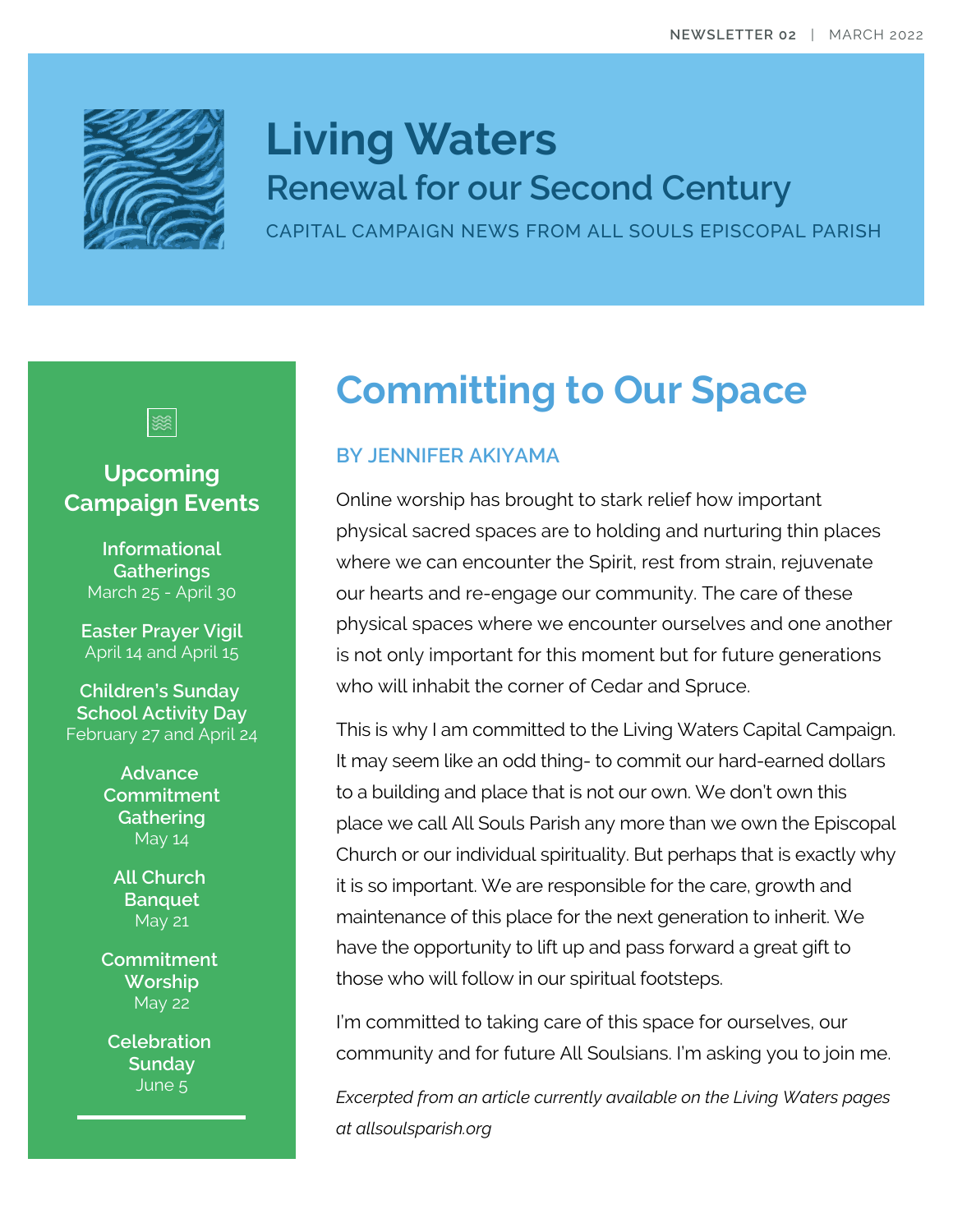NEWSLETTER 02 | MARCH 2022

# Living Waters

## Renewal for our Second Century

CAPITAL CAMPAIGN NEWS FROM ALL SOULS EPISCOPAL PARISH

## Upcoming Campaign Events

**Informational Gatherings**
March 25 - April 30

**Easter Prayer Vigil**
April 14 and April 15

**Children's Sunday School Activity Day**
February 27 and April 24

**Advance Commitment Gathering**
May 14

**All Church Banquet**
May 21

**Commitment Worship**
May 22

**Celebration Sunday**
June 5

## Committing to Our Space

BY JENNIFER AKIYAMA

Online worship has brought to stark relief how important physical sacred spaces are to holding and nurturing thin places where we can encounter the Spirit, rest from strain, rejuvenate our hearts and re-engage our community. The care of these physical spaces where we encounter ourselves and one another is not only important for this moment but for future generations who will inhabit the corner of Cedar and Spruce.

This is why I am committed to the Living Waters Capital Campaign. It may seem like an odd thing- to commit our hard-earned dollars to a building and place that is not our own. We don't own this place we call All Souls Parish any more than we own the Episcopal Church or our individual spirituality. But perhaps that is exactly why it is so important. We are responsible for the care, growth and maintenance of this place for the next generation to inherit. We have the opportunity to lift up and pass forward a great gift to those who will follow in our spiritual footsteps.

I'm committed to taking care of this space for ourselves, our community and for future All Soulsians. I'm asking you to join me.

*Excerpted from an article currently available on the Living Waters pages at allsoulsparish.org*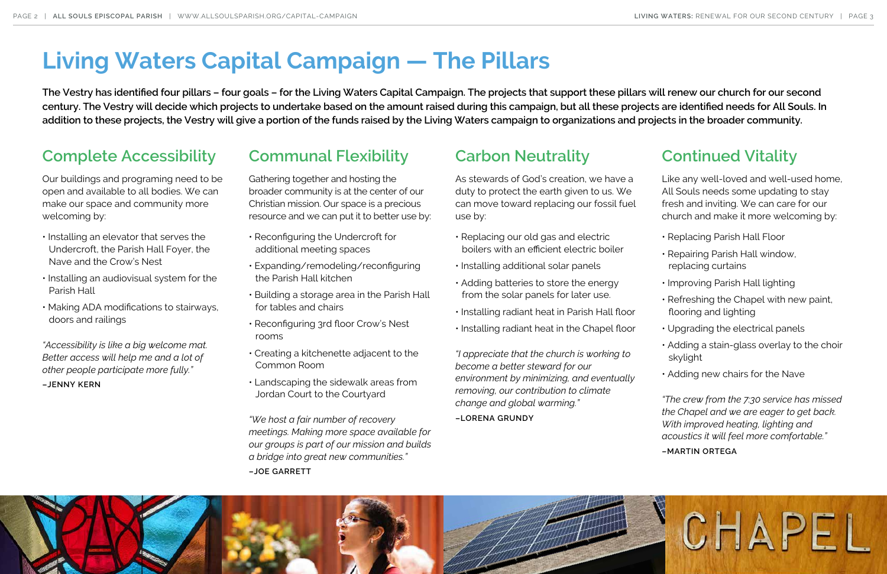# Living Waters Capital Campaign — The Pillars

**The Vestry has identified four pillars – four goals – for the Living Waters Capital Campaign. The projects that support these pillars will renew our church for our second century. The Vestry will decide which projects to undertake based on the amount raised during this campaign, but all these projects are identified needs for All Souls. In addition to these projects, the Vestry will give a portion of the funds raised by the Living Waters campaign to organizations and projects in the broader community.**

## Complete Accessibility

Our buildings and programing need to be open and available to all bodies. We can make our space and community more welcoming by:

- Installing an elevator that serves the Undercroft, the Parish Hall Foyer, the Nave and the Crow's Nest
- Installing an audiovisual system for the Parish Hall
- Making ADA modifications to stairways, doors and railings

*"Accessibility is like a big welcome mat. Better access will help me and a lot of other people participate more fully."*

–JENNY KERN

## Communal Flexibility

Gathering together and hosting the broader community is at the center of our Christian mission. Our space is a precious resource and we can put it to better use by:

- Reconfiguring the Undercroft for additional meeting spaces
- Expanding/remodeling/reconfiguring the Parish Hall kitchen
- Building a storage area in the Parish Hall for tables and chairs
- Reconfiguring 3rd floor Crow's Nest rooms
- Creating a kitchenette adjacent to the Common Room
- Landscaping the sidewalk areas from Jordan Court to the Courtyard

*"We host a fair number of recovery meetings. Making more space available for our groups is part of our mission and builds a bridge into great new communities."*

–JOE GARRETT

## Carbon Neutrality

As stewards of God's creation, we have a duty to protect the earth given to us. We can move toward replacing our fossil fuel use by:

- Replacing our old gas and electric boilers with an efficient electric boiler
- Installing additional solar panels
- Adding batteries to store the energy from the solar panels for later use.
- Installing radiant heat in Parish Hall floor
- Installing radiant heat in the Chapel floor

*"I appreciate that the church is working to become a better steward for our environment by minimizing, and eventually removing, our contribution to climate change and global warming."*

–LORENA GRUNDY

## Continued Vitality

Like any well-loved and well-used home, All Souls needs some updating to stay fresh and inviting. We can care for our church and make it more welcoming by:

- Replacing Parish Hall Floor
- Repairing Parish Hall window, replacing curtains
- Improving Parish Hall lighting
- Refreshing the Chapel with new paint, flooring and lighting
- Upgrading the electrical panels
- Adding a stain-glass overlay to the choir skylight
- Adding new chairs for the Nave

*"The crew from the 7:30 service has missed the Chapel and we are eager to get back. With improved heating, lighting and acoustics it will feel more comfortable."*

–MARTIN ORTEGA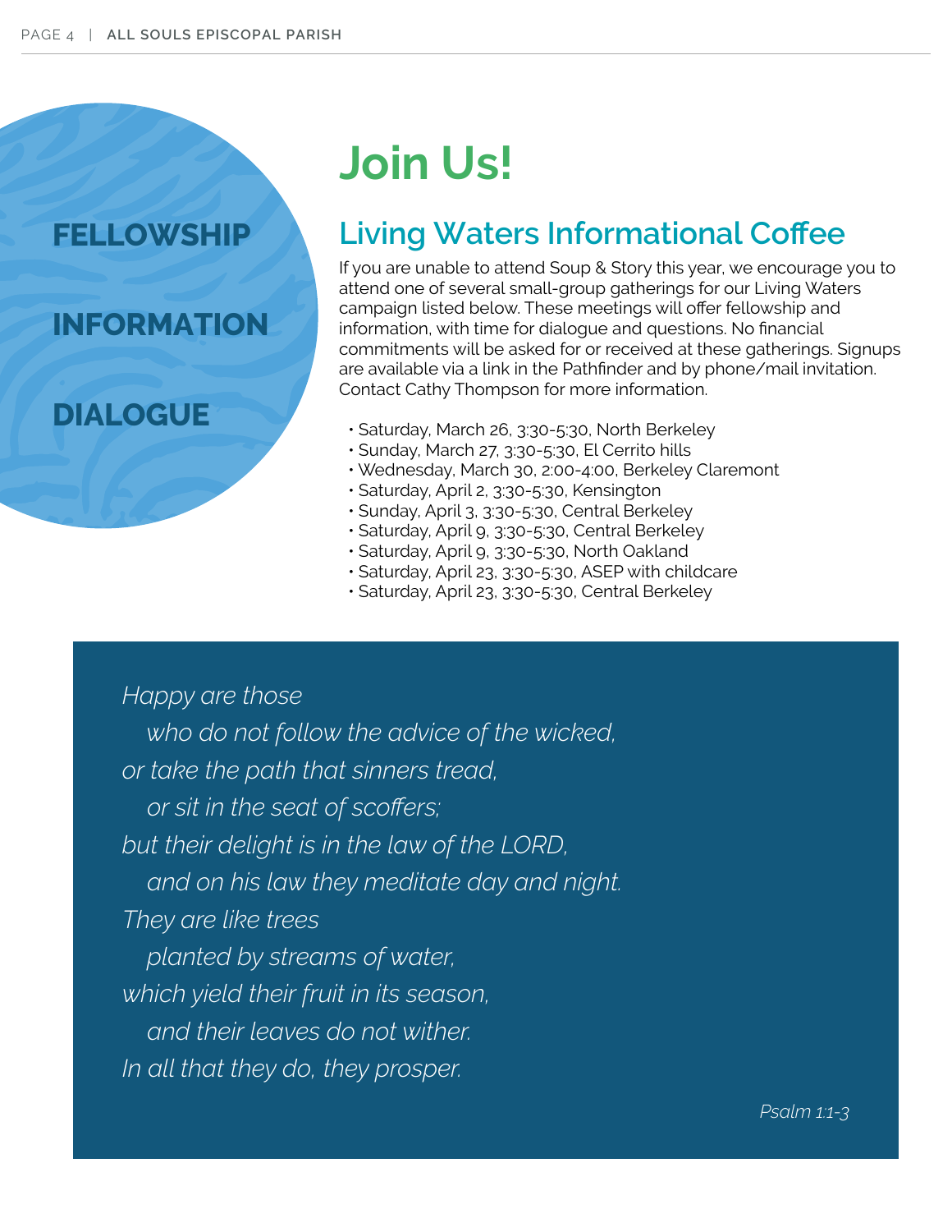**FELLOWSHIP**

**INFORMATION**

**DIALOGUE**

# Join Us!

## Living Waters Informational Coffee

If you are unable to attend Soup & Story this year, we encourage you to attend one of several small-group gatherings for our Living Waters campaign listed below. These meetings will offer fellowship and information, with time for dialogue and questions. No financial commitments will be asked for or received at these gatherings. Signups are available via a link in the Pathfinder and by phone/mail invitation. Contact Cathy Thompson for more information.

- Saturday, March 26, 3:30-5:30, North Berkeley
- Sunday, March 27, 3:30-5:30, El Cerrito hills
- Wednesday, March 30, 2:00-4:00, Berkeley Claremont
- Saturday, April 2, 3:30-5:30, Kensington
- Sunday, April 3, 3:30-5:30, Central Berkeley
- Saturday, April 9, 3:30-5:30, Central Berkeley
- Saturday, April 9, 3:30-5:30, North Oakland
- Saturday, April 23, 3:30-5:30, ASEP with childcare
- Saturday, April 23, 3:30-5:30, Central Berkeley

*Happy are those*
*who do not follow the advice of the wicked,*
*or take the path that sinners tread,*
*or sit in the seat of scoffers;*
*but their delight is in the law of the LORD,*
*and on his law they meditate day and night.*
*They are like trees*
*planted by streams of water,*
*which yield their fruit in its season,*
*and their leaves do not wither.*
*In all that they do, they prosper.*

*Psalm 1:1-3*